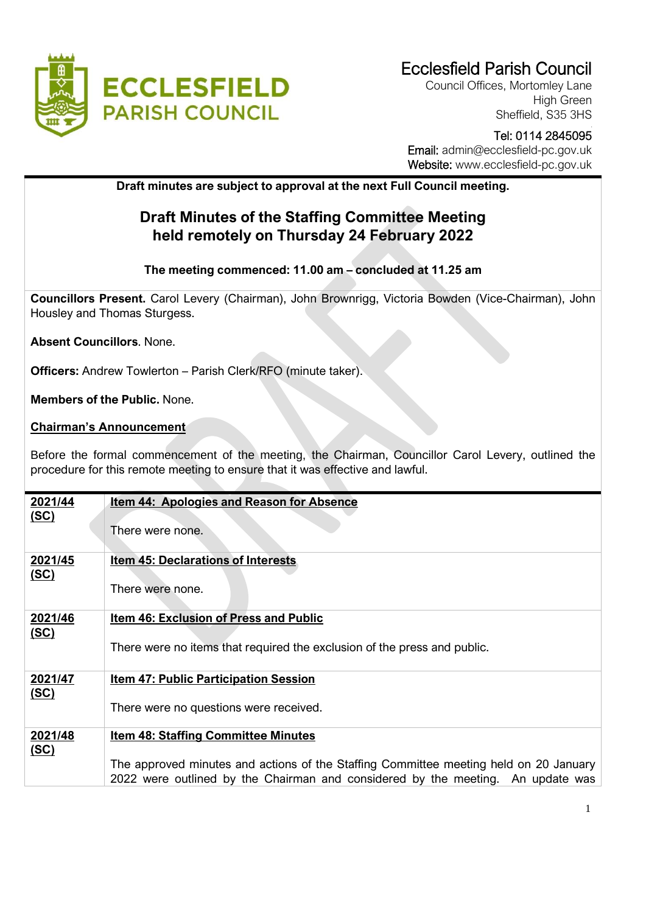# Ecclesfield Parish Council

Council Offices, Mortomley Lane
High Green
Sheffield, S35 3HS

Tel: 0114 2845095
Email: admin@ecclesfield-pc.gov.uk
Website: www.ecclesfield-pc.gov.uk

**Draft minutes are subject to approval at the next Full Council meeting.**

## Draft Minutes of the Staffing Committee Meeting held remotely on Thursday 24 February 2022

**The meeting commenced: 11.00 am – concluded at 11.25 am**

**Councillors Present.** Carol Levery (Chairman), John Brownrigg, Victoria Bowden (Vice-Chairman), John Housley and Thomas Sturgess.

**Absent Councillors**. None.

**Officers:** Andrew Towlerton – Parish Clerk/RFO (minute taker).

**Members of the Public.** None.

**Chairman's Announcement**

Before the formal commencement of the meeting, the Chairman, Councillor Carol Levery, outlined the procedure for this remote meeting to ensure that it was effective and lawful.

| | |
|---|---|
| **2021/44 (SC)** | **Item 44: Apologies and Reason for Absence**<br><br>There were none. |
| **2021/45 (SC)** | **Item 45: Declarations of Interests**<br><br>There were none. |
| **2021/46 (SC)** | **Item 46: Exclusion of Press and Public**<br><br>There were no items that required the exclusion of the press and public. |
| **2021/47 (SC)** | **Item 47: Public Participation Session**<br><br>There were no questions were received. |
| **2021/48 (SC)** | **Item 48: Staffing Committee Minutes**<br><br>The approved minutes and actions of the Staffing Committee meeting held on 20 January 2022 were outlined by the Chairman and considered by the meeting. An update was |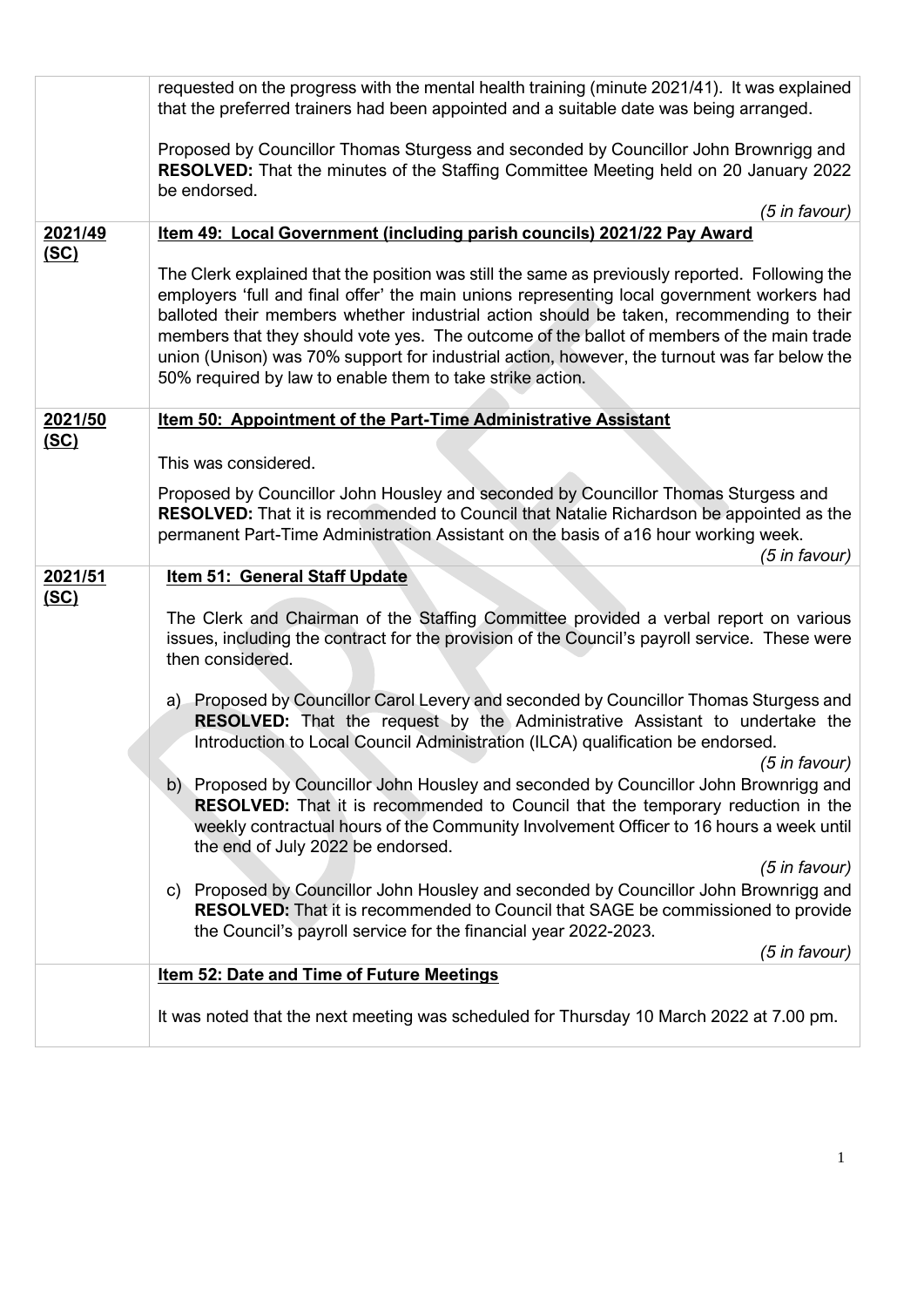| | |
|---|---|
| | requested on the progress with the mental health training (minute 2021/41). It was explained that the preferred trainers had been appointed and a suitable date was being arranged.<br><br>Proposed by Councillor Thomas Sturgess and seconded by Councillor John Brownrigg and **RESOLVED:** That the minutes of the Staffing Committee Meeting held on 20 January 2022 be endorsed.<br>*(5 in favour)* |
| **2021/49 (SC)** | **Item 49: Local Government (including parish councils) 2021/22 Pay Award**<br><br>The Clerk explained that the position was still the same as previously reported. Following the employers 'full and final offer' the main unions representing local government workers had balloted their members whether industrial action should be taken, recommending to their members that they should vote yes. The outcome of the ballot of members of the main trade union (Unison) was 70% support for industrial action, however, the turnout was far below the 50% required by law to enable them to take strike action. |
| **2021/50 (SC)** | **Item 50: Appointment of the Part-Time Administrative Assistant**<br><br>This was considered.<br><br>Proposed by Councillor John Housley and seconded by Councillor Thomas Sturgess and **RESOLVED:** That it is recommended to Council that Natalie Richardson be appointed as the permanent Part-Time Administration Assistant on the basis of a16 hour working week.<br>*(5 in favour)* |
| **2021/51 (SC)** | **Item 51: General Staff Update**<br><br>The Clerk and Chairman of the Staffing Committee provided a verbal report on various issues, including the contract for the provision of the Council's payroll service. These were then considered.<br><br>a) Proposed by Councillor Carol Levery and seconded by Councillor Thomas Sturgess and **RESOLVED:** That the request by the Administrative Assistant to undertake the Introduction to Local Council Administration (ILCA) qualification be endorsed.<br>*(5 in favour)*<br>b) Proposed by Councillor John Housley and seconded by Councillor John Brownrigg and **RESOLVED:** That it is recommended to Council that the temporary reduction in the weekly contractual hours of the Community Involvement Officer to 16 hours a week until the end of July 2022 be endorsed.<br>*(5 in favour)*<br>c) Proposed by Councillor John Housley and seconded by Councillor John Brownrigg and **RESOLVED:** That it is recommended to Council that SAGE be commissioned to provide the Council's payroll service for the financial year 2022-2023.<br>*(5 in favour)* |
| | **Item 52: Date and Time of Future Meetings**<br><br>It was noted that the next meeting was scheduled for Thursday 10 March 2022 at 7.00 pm. |